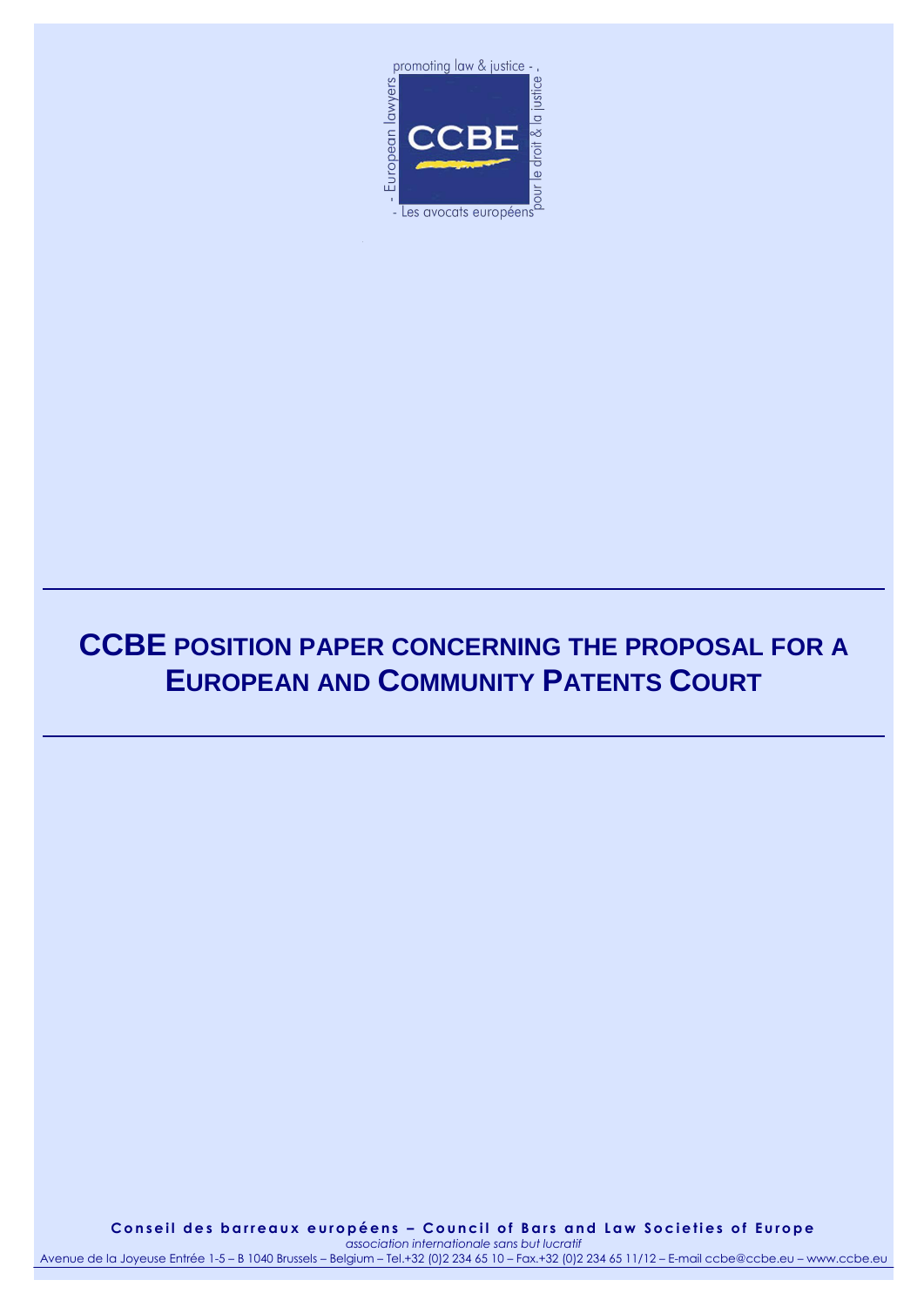promoting law & justice - , - European lawyers CCBE pour le droit & la justice - Les avocats européens

# CCBE POSITION PAPER CONCERNING THE PROPOSAL FOR A EUROPEAN AND COMMUNITY PATENTS COURT

**Conseil des barreaux européens – Council of Bars and Law Societies of Europe**

*association internationale sans but lucratif*

Avenue de la Joyeuse Entrée 1-5 – B 1040 Brussels – Belgium – Tel.+32 (0)2 234 65 10 – Fax.+32 (0)2 234 65 11/12 – E-mail ccbe@ccbe.eu – www.ccbe.eu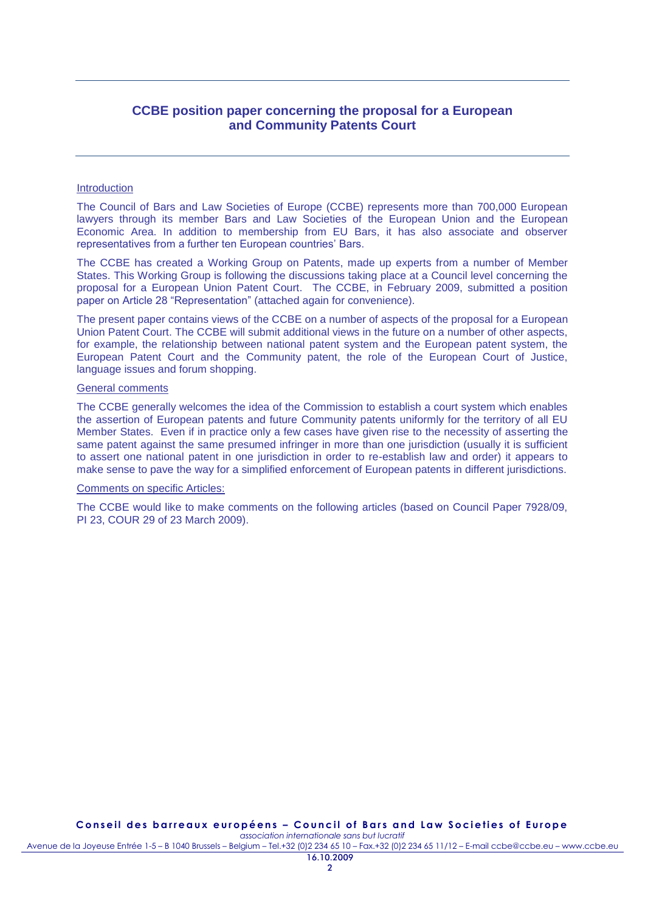## CCBE position paper concerning the proposal for a European and Community Patents Court

Introduction

The Council of Bars and Law Societies of Europe (CCBE) represents more than 700,000 European lawyers through its member Bars and Law Societies of the European Union and the European Economic Area. In addition to membership from EU Bars, it has also associate and observer representatives from a further ten European countries' Bars.

The CCBE has created a Working Group on Patents, made up experts from a number of Member States. This Working Group is following the discussions taking place at a Council level concerning the proposal for a European Union Patent Court. The CCBE, in February 2009, submitted a position paper on Article 28 "Representation" (attached again for convenience).

The present paper contains views of the CCBE on a number of aspects of the proposal for a European Union Patent Court. The CCBE will submit additional views in the future on a number of other aspects, for example, the relationship between national patent system and the European patent system, the European Patent Court and the Community patent, the role of the European Court of Justice, language issues and forum shopping.

General comments

The CCBE generally welcomes the idea of the Commission to establish a court system which enables the assertion of European patents and future Community patents uniformly for the territory of all EU Member States. Even if in practice only a few cases have given rise to the necessity of asserting the same patent against the same presumed infringer in more than one jurisdiction (usually it is sufficient to assert one national patent in one jurisdiction in order to re-establish law and order) it appears to make sense to pave the way for a simplified enforcement of European patents in different jurisdictions.

Comments on specific Articles:

The CCBE would like to make comments on the following articles (based on Council Paper 7928/09, PI 23, COUR 29 of 23 March 2009).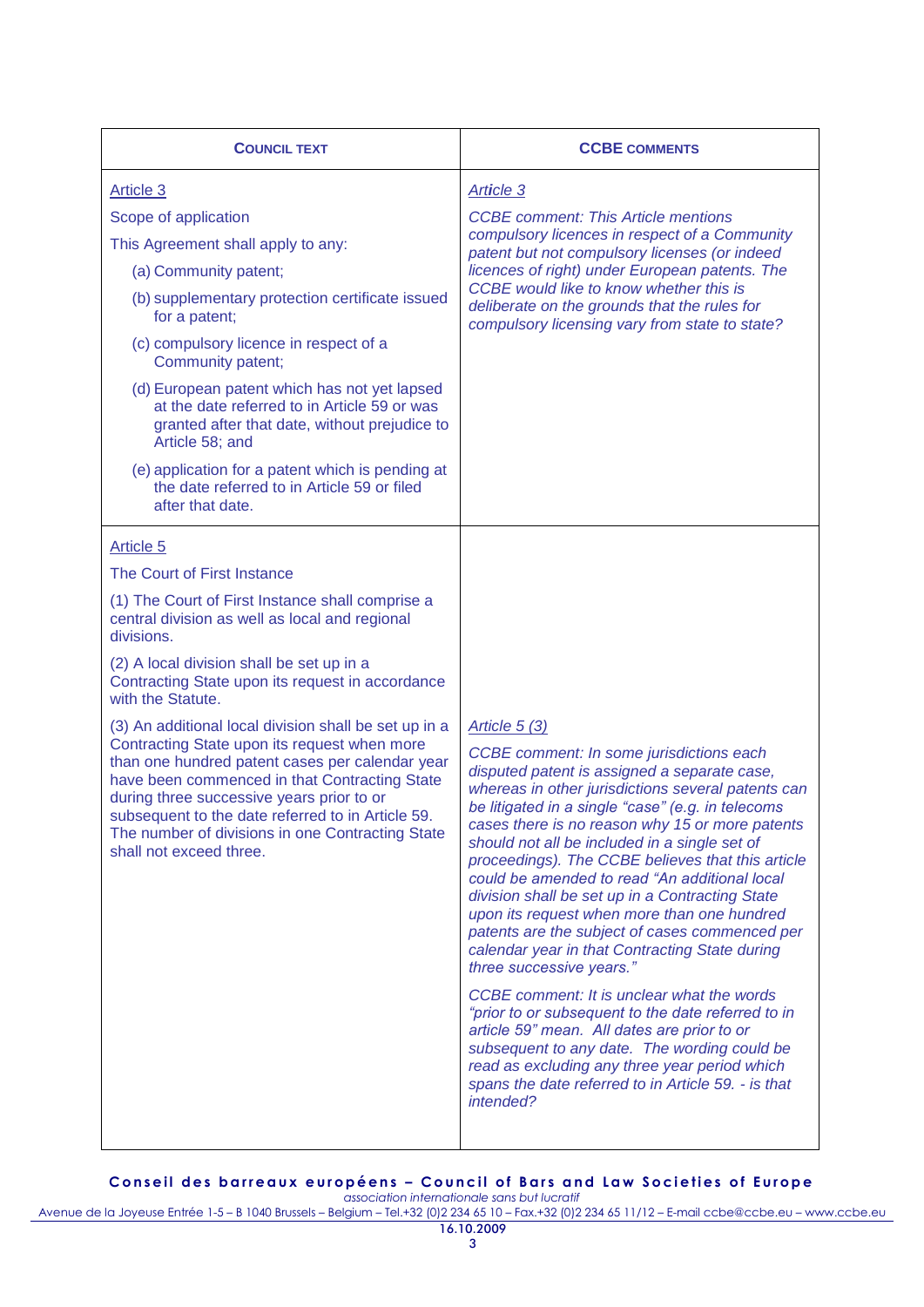| **COUNCIL TEXT** | **CCBE COMMENTS** |
|---|---|
| Article 3<br><br>Scope of application<br><br>This Agreement shall apply to any:<br><br>(a) Community patent;<br><br>(b) supplementary protection certificate issued for a patent;<br><br>(c) compulsory licence in respect of a Community patent;<br><br>(d) European patent which has not yet lapsed at the date referred to in Article 59 or was granted after that date, without prejudice to Article 58; and<br><br>(e) application for a patent which is pending at the date referred to in Article 59 or filed after that date. | *Article 3*<br><br>*CCBE comment: This Article mentions compulsory licences in respect of a Community patent but not compulsory licenses (or indeed licences of right) under European patents. The CCBE would like to know whether this is deliberate on the grounds that the rules for compulsory licensing vary from state to state?* |
| Article 5<br><br>The Court of First Instance<br><br>(1) The Court of First Instance shall comprise a central division as well as local and regional divisions.<br><br>(2) A local division shall be set up in a Contracting State upon its request in accordance with the Statute.<br><br>(3) An additional local division shall be set up in a Contracting State upon its request when more than one hundred patent cases per calendar year have been commenced in that Contracting State during three successive years prior to or subsequent to the date referred to in Article 59. The number of divisions in one Contracting State shall not exceed three. | *Article 5 (3)*<br><br>*CCBE comment: In some jurisdictions each disputed patent is assigned a separate case, whereas in other jurisdictions several patents can be litigated in a single "case" (e.g. in telecoms cases there is no reason why 15 or more patents should not all be included in a single set of proceedings). The CCBE believes that this article could be amended to read "An additional local division shall be set up in a Contracting State upon its request when more than one hundred patents are the subject of cases commenced per calendar year in that Contracting State during three successive years."*<br><br>*CCBE comment: It is unclear what the words "prior to or subsequent to the date referred to in article 59" mean. All dates are prior to or subsequent to any date. The wording could be read as excluding any three year period which spans the date referred to in Article 59. - is that intended?* |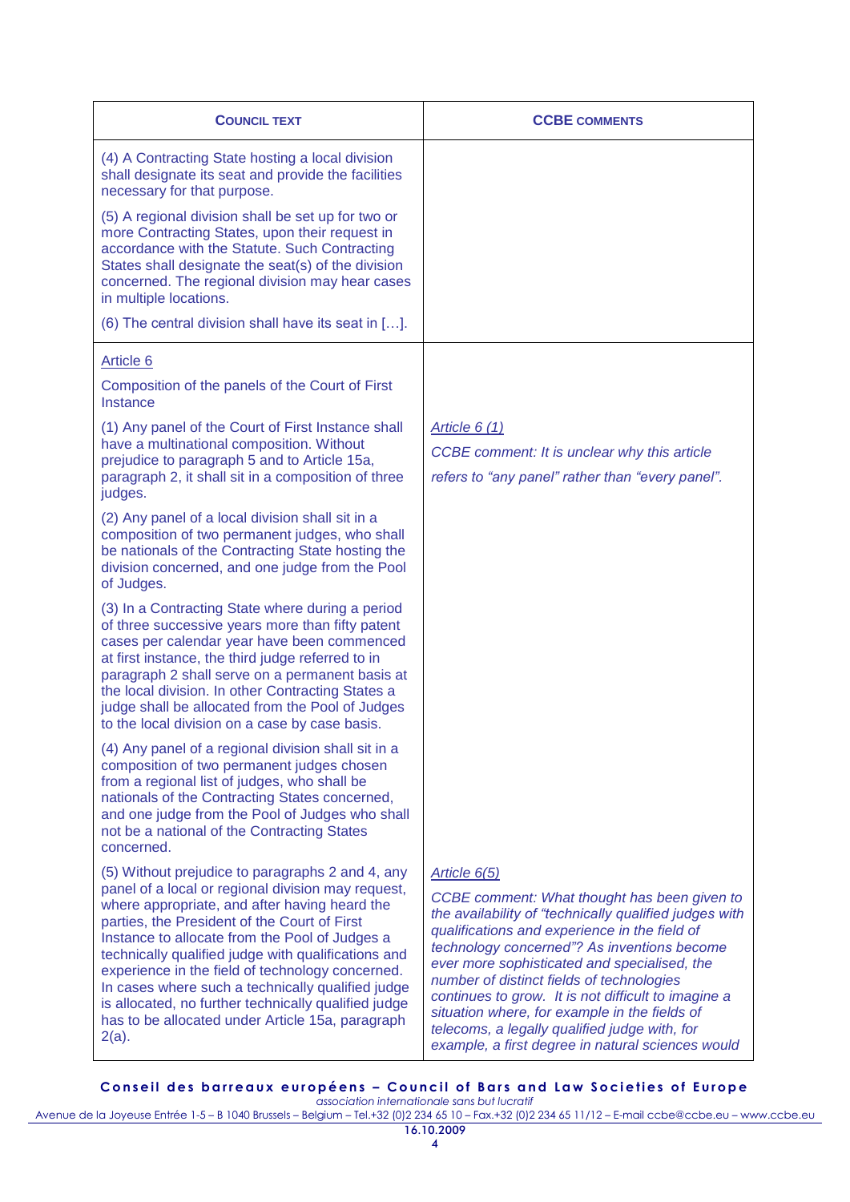| COUNCIL TEXT | CCBE COMMENTS |
|---|---|
| (4) A Contracting State hosting a local division shall designate its seat and provide the facilities necessary for that purpose.<br><br>(5) A regional division shall be set up for two or more Contracting States, upon their request in accordance with the Statute. Such Contracting States shall designate the seat(s) of the division concerned. The regional division may hear cases in multiple locations.<br><br>(6) The central division shall have its seat in […]. | |
| <u>Article 6</u><br><br>Composition of the panels of the Court of First Instance<br><br>(1) Any panel of the Court of First Instance shall have a multinational composition. Without prejudice to paragraph 5 and to Article 15a, paragraph 2, it shall sit in a composition of three judges.<br><br>(2) Any panel of a local division shall sit in a composition of two permanent judges, who shall be nationals of the Contracting State hosting the division concerned, and one judge from the Pool of Judges.<br><br>(3) In a Contracting State where during a period of three successive years more than fifty patent cases per calendar year have been commenced at first instance, the third judge referred to in paragraph 2 shall serve on a permanent basis at the local division. In other Contracting States a judge shall be allocated from the Pool of Judges to the local division on a case by case basis.<br><br>(4) Any panel of a regional division shall sit in a composition of two permanent judges chosen from a regional list of judges, who shall be nationals of the Contracting States concerned, and one judge from the Pool of Judges who shall not be a national of the Contracting States concerned.<br><br>(5) Without prejudice to paragraphs 2 and 4, any panel of a local or regional division may request, where appropriate, and after having heard the parties, the President of the Court of First Instance to allocate from the Pool of Judges a technically qualified judge with qualifications and experience in the field of technology concerned. In cases where such a technically qualified judge is allocated, no further technically qualified judge has to be allocated under Article 15a, paragraph 2(a). | <u>*Article 6 (1)*</u><br><br>*CCBE comment: It is unclear why this article refers to "any panel" rather than "every panel".*<br><br><u>*Article 6(5)*</u><br><br>*CCBE comment: What thought has been given to the availability of "technically qualified judges with qualifications and experience in the field of technology concerned"? As inventions become ever more sophisticated and specialised, the number of distinct fields of technologies continues to grow. It is not difficult to imagine a situation where, for example in the fields of telecoms, a legally qualified judge with, for example, a first degree in natural sciences would* |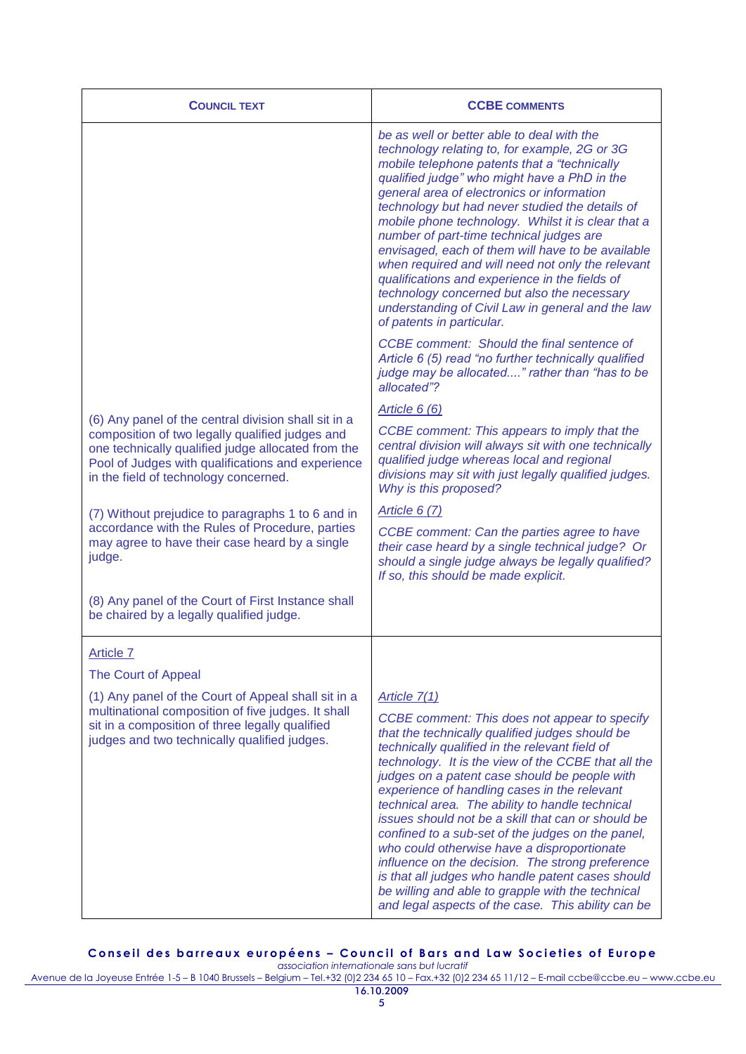| COUNCIL TEXT | CCBE COMMENTS |
|---|---|
| | *be as well or better able to deal with the technology relating to, for example, 2G or 3G mobile telephone patents that a "technically qualified judge" who might have a PhD in the general area of electronics or information technology but had never studied the details of mobile phone technology. Whilst it is clear that a number of part-time technical judges are envisaged, each of them will have to be available when required and will need not only the relevant qualifications and experience in the fields of technology concerned but also the necessary understanding of Civil Law in general and the law of patents in particular.* <br><br> *CCBE comment: Should the final sentence of Article 6 (5) read "no further technically qualified judge may be allocated...." rather than "has to be allocated"?* |
| (6) Any panel of the central division shall sit in a composition of two legally qualified judges and one technically qualified judge allocated from the Pool of Judges with qualifications and experience in the field of technology concerned. | *Article 6 (6)* <br><br> *CCBE comment: This appears to imply that the central division will always sit with one technically qualified judge whereas local and regional divisions may sit with just legally qualified judges. Why is this proposed?* |
| (7) Without prejudice to paragraphs 1 to 6 and in accordance with the Rules of Procedure, parties may agree to have their case heard by a single judge. | *Article 6 (7)* <br><br> *CCBE comment: Can the parties agree to have their case heard by a single technical judge? Or should a single judge always be legally qualified? If so, this should be made explicit.* |
| (8) Any panel of the Court of First Instance shall be chaired by a legally qualified judge. | |
| Article 7 <br><br> The Court of Appeal <br><br> (1) Any panel of the Court of Appeal shall sit in a multinational composition of five judges. It shall sit in a composition of three legally qualified judges and two technically qualified judges. | *Article 7(1)* <br><br> *CCBE comment: This does not appear to specify that the technically qualified judges should be technically qualified in the relevant field of technology. It is the view of the CCBE that all the judges on a patent case should be people with experience of handling cases in the relevant technical area. The ability to handle technical issues should not be a skill that can or should be confined to a sub-set of the judges on the panel, who could otherwise have a disproportionate influence on the decision. The strong preference is that all judges who handle patent cases should be willing and able to grapple with the technical and legal aspects of the case. This ability can be* |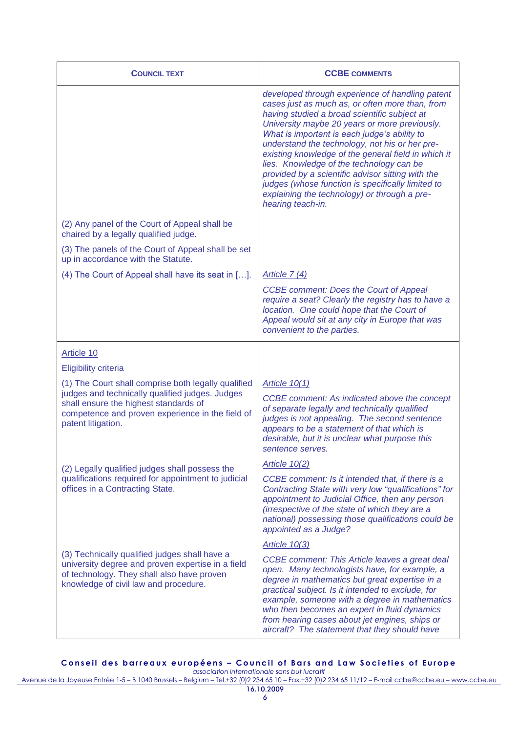| **COUNCIL TEXT** | **CCBE COMMENTS** |
|---|---|
| | *developed through experience of handling patent cases just as much as, or often more than, from having studied a broad scientific subject at University maybe 20 years or more previously. What is important is each judge's ability to understand the technology, not his or her pre-existing knowledge of the general field in which it lies. Knowledge of the technology can be provided by a scientific advisor sitting with the judges (whose function is specifically limited to explaining the technology) or through a pre-hearing teach-in.* |
| (2) Any panel of the Court of Appeal shall be chaired by a legally qualified judge.<br><br>(3) The panels of the Court of Appeal shall be set up in accordance with the Statute. | |
| (4) The Court of Appeal shall have its seat in […]. | *Article 7 (4)*<br><br>*CCBE comment: Does the Court of Appeal require a seat? Clearly the registry has to have a location. One could hope that the Court of Appeal would sit at any city in Europe that was convenient to the parties.* |
| Article 10<br><br>Eligibility criteria | |
| (1) The Court shall comprise both legally qualified judges and technically qualified judges. Judges shall ensure the highest standards of competence and proven experience in the field of patent litigation. | *Article 10(1)*<br><br>*CCBE comment: As indicated above the concept of separate legally and technically qualified judges is not appealing. The second sentence appears to be a statement of that which is desirable, but it is unclear what purpose this sentence serves.* |
| (2) Legally qualified judges shall possess the qualifications required for appointment to judicial offices in a Contracting State. | *Article 10(2)*<br><br>*CCBE comment: Is it intended that, if there is a Contracting State with very low "qualifications" for appointment to Judicial Office, then any person (irrespective of the state of which they are a national) possessing those qualifications could be appointed as a Judge?* |
| (3) Technically qualified judges shall have a university degree and proven expertise in a field of technology. They shall also have proven knowledge of civil law and procedure. | *Article 10(3)*<br><br>*CCBE comment: This Article leaves a great deal open. Many technologists have, for example, a degree in mathematics but great expertise in a practical subject. Is it intended to exclude, for example, someone with a degree in mathematics who then becomes an expert in fluid dynamics from hearing cases about jet engines, ships or aircraft? The statement that they should have* |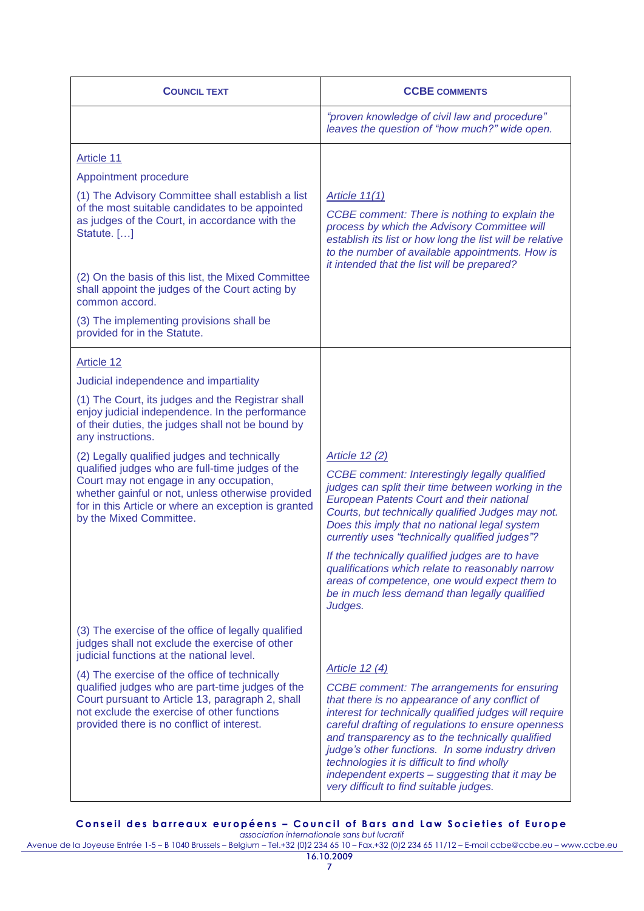| **COUNCIL TEXT** | **CCBE COMMENTS** |
| --- | --- |
| | *"proven knowledge of civil law and procedure" leaves the question of "how much?" wide open.* |
| Article 11<br><br>Appointment procedure<br><br>(1) The Advisory Committee shall establish a list of the most suitable candidates to be appointed as judges of the Court, in accordance with the Statute. […]<br><br>(2) On the basis of this list, the Mixed Committee shall appoint the judges of the Court acting by common accord.<br><br>(3) The implementing provisions shall be provided for in the Statute. | *Article 11(1)*<br><br>*CCBE comment: There is nothing to explain the process by which the Advisory Committee will establish its list or how long the list will be relative to the number of available appointments. How is it intended that the list will be prepared?* |
| Article 12<br><br>Judicial independence and impartiality<br><br>(1) The Court, its judges and the Registrar shall enjoy judicial independence. In the performance of their duties, the judges shall not be bound by any instructions.<br><br>(2) Legally qualified judges and technically qualified judges who are full-time judges of the Court may not engage in any occupation, whether gainful or not, unless otherwise provided for in this Article or where an exception is granted by the Mixed Committee.<br><br>(3) The exercise of the office of legally qualified judges shall not exclude the exercise of other judicial functions at the national level.<br><br>(4) The exercise of the office of technically qualified judges who are part-time judges of the Court pursuant to Article 13, paragraph 2, shall not exclude the exercise of other functions provided there is no conflict of interest. | *Article 12 (2)*<br><br>*CCBE comment: Interestingly legally qualified judges can split their time between working in the European Patents Court and their national Courts, but technically qualified Judges may not. Does this imply that no national legal system currently uses "technically qualified judges"?*<br><br>*If the technically qualified judges are to have qualifications which relate to reasonably narrow areas of competence, one would expect them to be in much less demand than legally qualified Judges.*<br><br>*Article 12 (4)*<br><br>*CCBE comment: The arrangements for ensuring that there is no appearance of any conflict of interest for technically qualified judges will require careful drafting of regulations to ensure openness and transparency as to the technically qualified judge's other functions. In some industry driven technologies it is difficult to find wholly independent experts – suggesting that it may be very difficult to find suitable judges.* |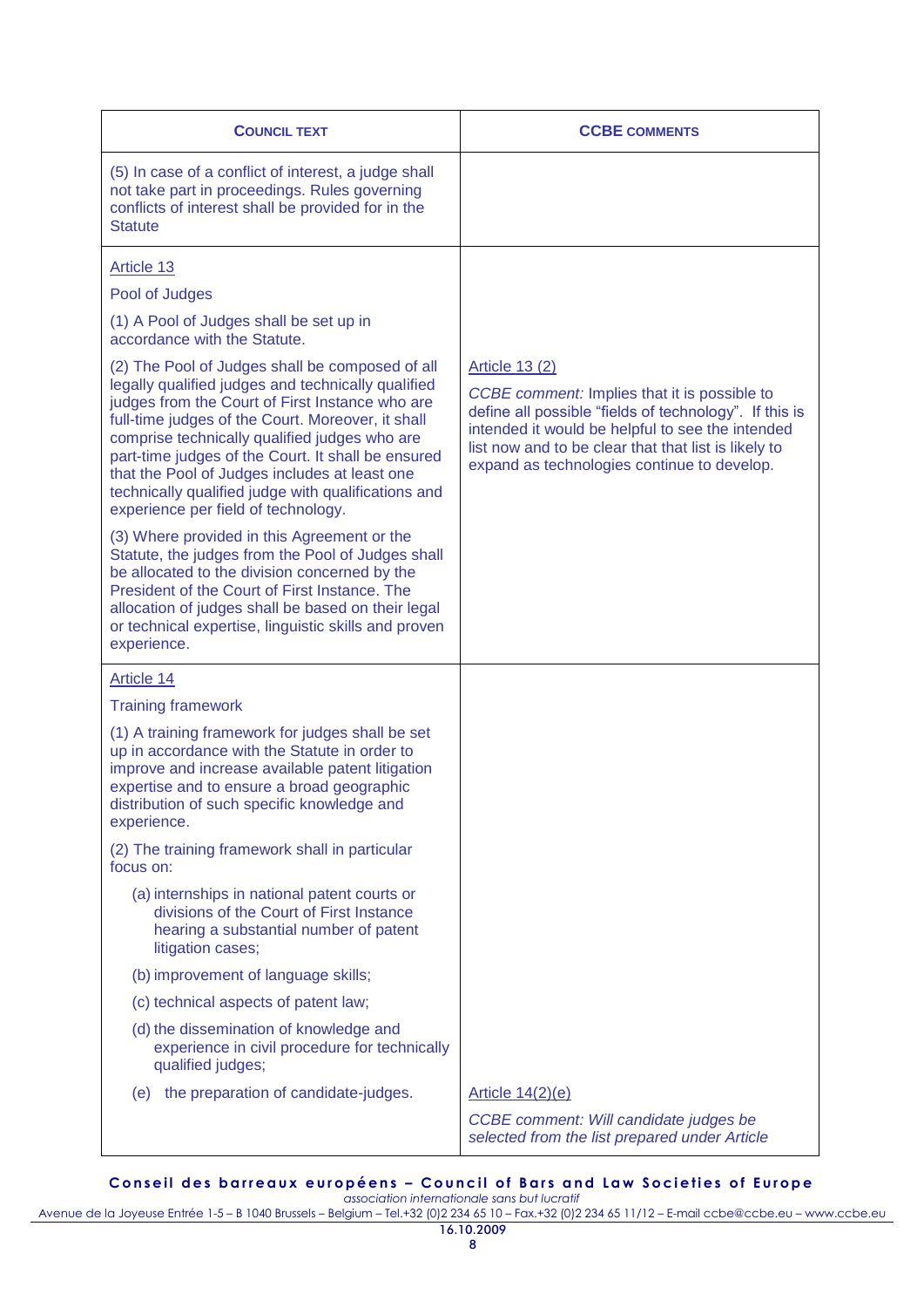| COUNCIL TEXT | CCBE COMMENTS |
| --- | --- |
| (5) In case of a conflict of interest, a judge shall not take part in proceedings. Rules governing conflicts of interest shall be provided for in the Statute | |
| Article 13<br><br>Pool of Judges<br><br>(1) A Pool of Judges shall be set up in accordance with the Statute.<br><br>(2) The Pool of Judges shall be composed of all legally qualified judges and technically qualified judges from the Court of First Instance who are full-time judges of the Court. Moreover, it shall comprise technically qualified judges who are part-time judges of the Court. It shall be ensured that the Pool of Judges includes at least one technically qualified judge with qualifications and experience per field of technology.<br><br>(3) Where provided in this Agreement or the Statute, the judges from the Pool of Judges shall be allocated to the division concerned by the President of the Court of First Instance. The allocation of judges shall be based on their legal or technical expertise, linguistic skills and proven experience. | Article 13 (2)<br><br>*CCBE comment:* Implies that it is possible to define all possible "fields of technology". If this is intended it would be helpful to see the intended list now and to be clear that that list is likely to expand as technologies continue to develop. |
| Article 14<br><br>Training framework<br><br>(1) A training framework for judges shall be set up in accordance with the Statute in order to improve and increase available patent litigation expertise and to ensure a broad geographic distribution of such specific knowledge and experience.<br><br>(2) The training framework shall in particular focus on:<br><br>(a) internships in national patent courts or divisions of the Court of First Instance hearing a substantial number of patent litigation cases;<br><br>(b) improvement of language skills;<br><br>(c) technical aspects of patent law;<br><br>(d) the dissemination of knowledge and experience in civil procedure for technically qualified judges;<br><br>(e) the preparation of candidate-judges. | Article 14(2)(e)<br><br>*CCBE comment: Will candidate judges be selected from the list prepared under Article* |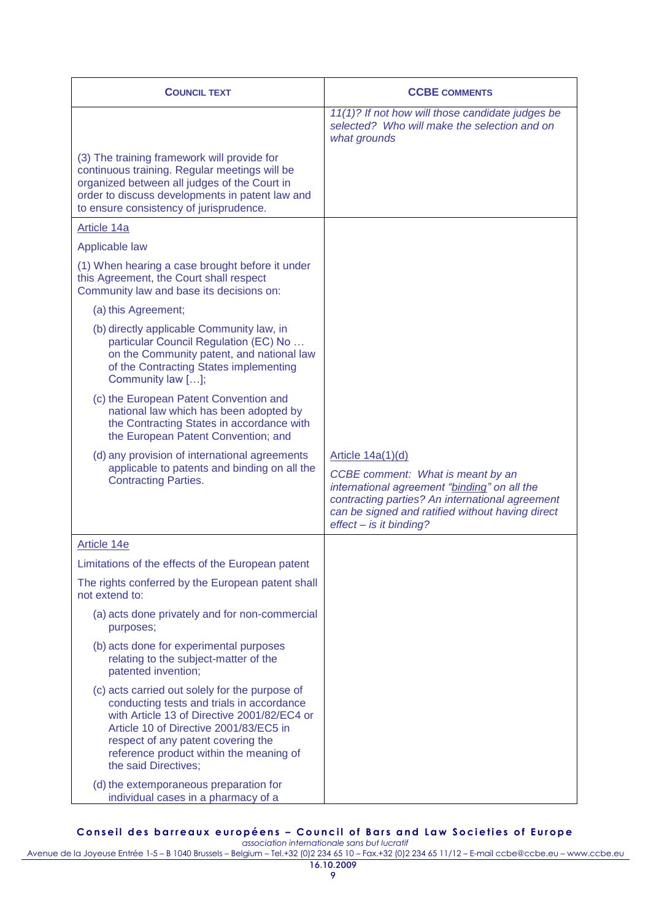| COUNCIL TEXT | CCBE COMMENTS |
|---|---|
| | *11(1)? If not how will those candidate judges be selected? Who will make the selection and on what grounds* |
| (3) The training framework will provide for continuous training. Regular meetings will be organized between all judges of the Court in order to discuss developments in patent law and to ensure consistency of jurisprudence. | |
| Article 14a<br><br>Applicable law<br><br>(1) When hearing a case brought before it under this Agreement, the Court shall respect Community law and base its decisions on:<br><br>(a) this Agreement;<br><br>(b) directly applicable Community law, in particular Council Regulation (EC) No … on the Community patent, and national law of the Contracting States implementing Community law […];<br><br>(c) the European Patent Convention and national law which has been adopted by the Contracting States in accordance with the European Patent Convention; and<br><br>(d) any provision of international agreements applicable to patents and binding on all the Contracting Parties. | Article 14a(1)(d)<br><br>*CCBE comment: What is meant by an international agreement "binding" on all the contracting parties? An international agreement can be signed and ratified without having direct effect – is it binding?* |
| Article 14e<br><br>Limitations of the effects of the European patent<br><br>The rights conferred by the European patent shall not extend to:<br><br>(a) acts done privately and for non-commercial purposes;<br><br>(b) acts done for experimental purposes relating to the subject-matter of the patented invention;<br><br>(c) acts carried out solely for the purpose of conducting tests and trials in accordance with Article 13 of Directive 2001/82/EC4 or Article 10 of Directive 2001/83/EC5 in respect of any patent covering the reference product within the meaning of the said Directives;<br><br>(d) the extemporaneous preparation for individual cases in a pharmacy of a | |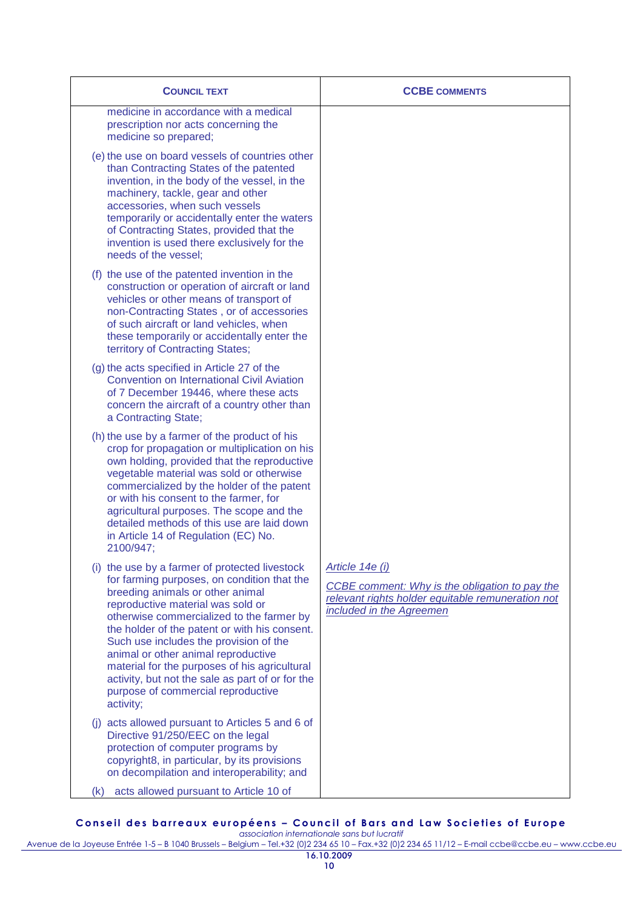| COUNCIL TEXT | CCBE COMMENTS |
|---|---|
| medicine in accordance with a medical prescription nor acts concerning the medicine so prepared; | |
| (e) the use on board vessels of countries other than Contracting States of the patented invention, in the body of the vessel, in the machinery, tackle, gear and other accessories, when such vessels temporarily or accidentally enter the waters of Contracting States, provided that the invention is used there exclusively for the needs of the vessel; | |
| (f) the use of the patented invention in the construction or operation of aircraft or land vehicles or other means of transport of non-Contracting States , or of accessories of such aircraft or land vehicles, when these temporarily or accidentally enter the territory of Contracting States; | |
| (g) the acts specified in Article 27 of the Convention on International Civil Aviation of 7 December 19446, where these acts concern the aircraft of a country other than a Contracting State; | |
| (h) the use by a farmer of the product of his crop for propagation or multiplication on his own holding, provided that the reproductive vegetable material was sold or otherwise commercialized by the holder of the patent or with his consent to the farmer, for agricultural purposes. The scope and the detailed methods of this use are laid down in Article 14 of Regulation (EC) No. 2100/947; | |
| (i) the use by a farmer of protected livestock for farming purposes, on condition that the breeding animals or other animal reproductive material was sold or otherwise commercialized to the farmer by the holder of the patent or with his consent. Such use includes the provision of the animal or other animal reproductive material for the purposes of his agricultural activity, but not the sale as part of or for the purpose of commercial reproductive activity; | *Article 14e (i)*<br><br>*CCBE comment: Why is the obligation to pay the relevant rights holder equitable remuneration not included in the Agreemen* |
| (j) acts allowed pursuant to Articles 5 and 6 of Directive 91/250/EEC on the legal protection of computer programs by copyright8, in particular, by its provisions on decompilation and interoperability; and | |
| (k) acts allowed pursuant to Article 10 of | |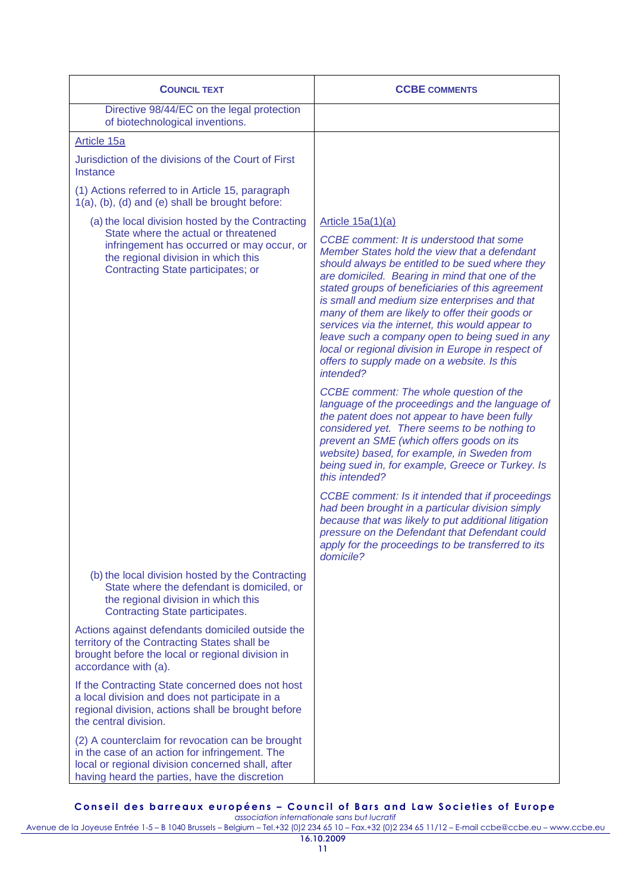| **COUNCIL TEXT** | **CCBE COMMENTS** |
|---|---|
| Directive 98/44/EC on the legal protection of biotechnological inventions. | |
| Article 15a<br><br>Jurisdiction of the divisions of the Court of First Instance<br><br>(1) Actions referred to in Article 15, paragraph 1(a), (b), (d) and (e) shall be brought before: | |
| (a) the local division hosted by the Contracting State where the actual or threatened infringement has occurred or may occur, or the regional division in which this Contracting State participates; or | Article 15a(1)(a)<br><br>*CCBE comment: It is understood that some Member States hold the view that a defendant should always be entitled to be sued where they are domiciled. Bearing in mind that one of the stated groups of beneficiaries of this agreement is small and medium size enterprises and that many of them are likely to offer their goods or services via the internet, this would appear to leave such a company open to being sued in any local or regional division in Europe in respect of offers to supply made on a website. Is this intended?*<br><br>*CCBE comment: The whole question of the language of the proceedings and the language of the patent does not appear to have been fully considered yet. There seems to be nothing to prevent an SME (which offers goods on its website) based, for example, in Sweden from being sued in, for example, Greece or Turkey. Is this intended?*<br><br>*CCBE comment: Is it intended that if proceedings had been brought in a particular division simply because that was likely to put additional litigation pressure on the Defendant that Defendant could apply for the proceedings to be transferred to its domicile?* |
| (b) the local division hosted by the Contracting State where the defendant is domiciled, or the regional division in which this Contracting State participates.<br><br>Actions against defendants domiciled outside the territory of the Contracting States shall be brought before the local or regional division in accordance with (a).<br><br>If the Contracting State concerned does not host a local division and does not participate in a regional division, actions shall be brought before the central division.<br><br>(2) A counterclaim for revocation can be brought in the case of an action for infringement. The local or regional division concerned shall, after having heard the parties, have the discretion | |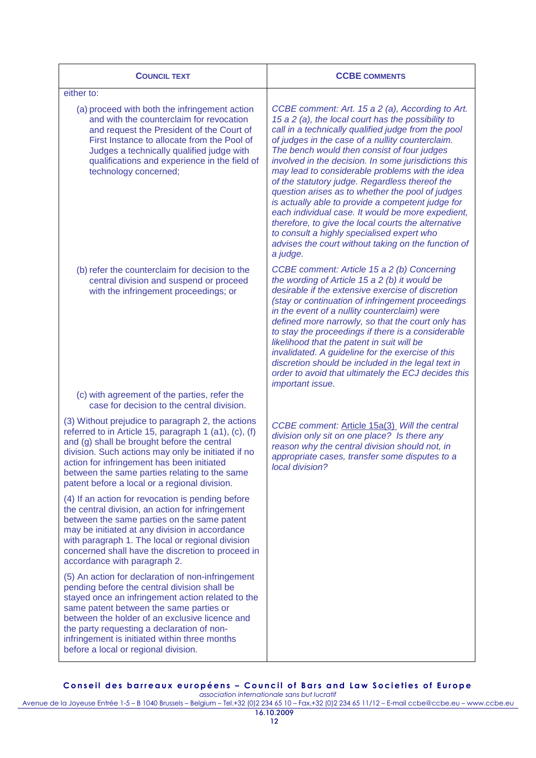| **COUNCIL TEXT** | **CCBE COMMENTS** |
|---|---|
| either to: | |
| (a) proceed with both the infringement action and with the counterclaim for revocation and request the President of the Court of First Instance to allocate from the Pool of Judges a technically qualified judge with qualifications and experience in the field of technology concerned; | *CCBE comment: Art. 15 a 2 (a), According to Art. 15 a 2 (a), the local court has the possibility to call in a technically qualified judge from the pool of judges in the case of a nullity counterclaim. The bench would then consist of four judges involved in the decision. In some jurisdictions this may lead to considerable problems with the idea of the statutory judge. Regardless thereof the question arises as to whether the pool of judges is actually able to provide a competent judge for each individual case. It would be more expedient, therefore, to give the local courts the alternative to consult a highly specialised expert who advises the court without taking on the function of a judge.* |
| (b) refer the counterclaim for decision to the central division and suspend or proceed with the infringement proceedings; or | *CCBE comment: Article 15 a 2 (b) Concerning the wording of Article 15 a 2 (b) it would be desirable if the extensive exercise of discretion (stay or continuation of infringement proceedings in the event of a nullity counterclaim) were defined more narrowly, so that the court only has to stay the proceedings if there is a considerable likelihood that the patent in suit will be invalidated. A guideline for the exercise of this discretion should be included in the legal text in order to avoid that ultimately the ECJ decides this important issue.* |
| (c) with agreement of the parties, refer the case for decision to the central division. | |
| (3) Without prejudice to paragraph 2, the actions referred to in Article 15, paragraph 1 (a1), (c), (f) and (g) shall be brought before the central division. Such actions may only be initiated if no action for infringement has been initiated between the same parties relating to the same patent before a local or a regional division. | *CCBE comment: Article 15a(3) Will the central division only sit on one place? Is there any reason why the central division should not, in appropriate cases, transfer some disputes to a local division?* |
| (4) If an action for revocation is pending before the central division, an action for infringement between the same parties on the same patent may be initiated at any division in accordance with paragraph 1. The local or regional division concerned shall have the discretion to proceed in accordance with paragraph 2. | |
| (5) An action for declaration of non-infringement pending before the central division shall be stayed once an infringement action related to the same patent between the same parties or between the holder of an exclusive licence and the party requesting a declaration of non-infringement is initiated within three months before a local or regional division. | |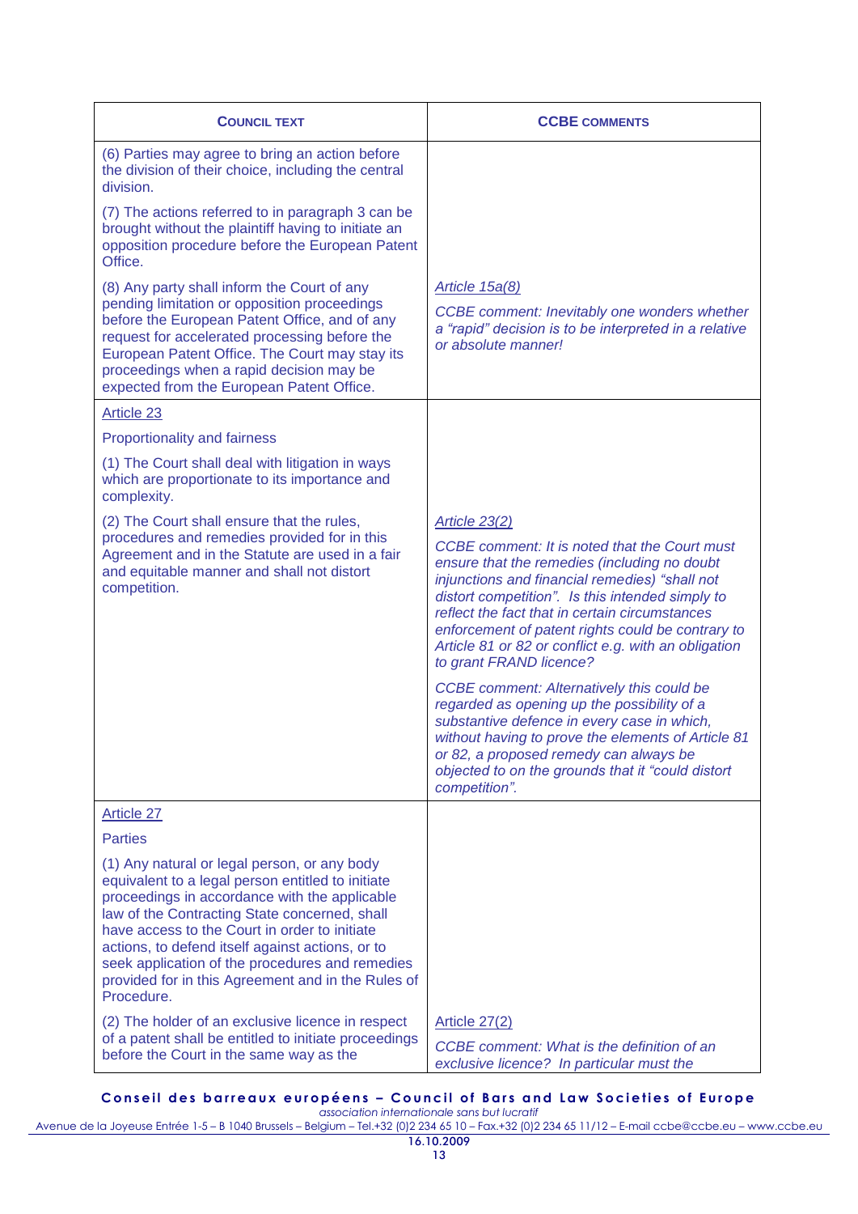| **COUNCIL TEXT** | **CCBE COMMENTS** |
|---|---|
| (6) Parties may agree to bring an action before the division of their choice, including the central division. | |
| (7) The actions referred to in paragraph 3 can be brought without the plaintiff having to initiate an opposition procedure before the European Patent Office. | |
| (8) Any party shall inform the Court of any pending limitation or opposition proceedings before the European Patent Office, and of any request for accelerated processing before the European Patent Office. The Court may stay its proceedings when a rapid decision may be expected from the European Patent Office. | *Article 15a(8)*<br><br>*CCBE comment: Inevitably one wonders whether a "rapid" decision is to be interpreted in a relative or absolute manner!* |
| Article 23<br><br>Proportionality and fairness<br><br>(1) The Court shall deal with litigation in ways which are proportionate to its importance and complexity. | |
| (2) The Court shall ensure that the rules, procedures and remedies provided for in this Agreement and in the Statute are used in a fair and equitable manner and shall not distort competition. | *Article 23(2)*<br><br>*CCBE comment: It is noted that the Court must ensure that the remedies (including no doubt injunctions and financial remedies) "shall not distort competition". Is this intended simply to reflect the fact that in certain circumstances enforcement of patent rights could be contrary to Article 81 or 82 or conflict e.g. with an obligation to grant FRAND licence?*<br><br>*CCBE comment: Alternatively this could be regarded as opening up the possibility of a substantive defence in every case in which, without having to prove the elements of Article 81 or 82, a proposed remedy can always be objected to on the grounds that it "could distort competition".* |
| Article 27<br><br>Parties<br><br>(1) Any natural or legal person, or any body equivalent to a legal person entitled to initiate proceedings in accordance with the applicable law of the Contracting State concerned, shall have access to the Court in order to initiate actions, to defend itself against actions, or to seek application of the procedures and remedies provided for in this Agreement and in the Rules of Procedure. | |
| (2) The holder of an exclusive licence in respect of a patent shall be entitled to initiate proceedings before the Court in the same way as the | Article 27(2)<br><br>*CCBE comment: What is the definition of an exclusive licence? In particular must the* |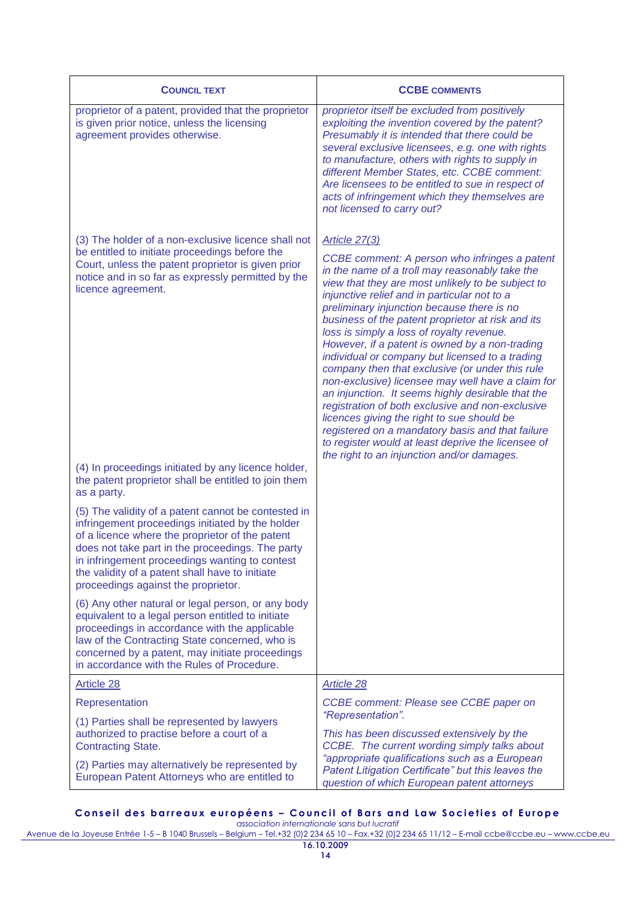| **COUNCIL TEXT** | **CCBE COMMENTS** |
|---|---|
| proprietor of a patent, provided that the proprietor is given prior notice, unless the licensing agreement provides otherwise. | *proprietor itself be excluded from positively exploiting the invention covered by the patent? Presumably it is intended that there could be several exclusive licensees, e.g. one with rights to manufacture, others with rights to supply in different Member States, etc. CCBE comment: Are licensees to be entitled to sue in respect of acts of infringement which they themselves are not licensed to carry out?* |
| (3) The holder of a non-exclusive licence shall not be entitled to initiate proceedings before the Court, unless the patent proprietor is given prior notice and in so far as expressly permitted by the licence agreement.<br><br>(4) In proceedings initiated by any licence holder, the patent proprietor shall be entitled to join them as a party.<br><br>(5) The validity of a patent cannot be contested in infringement proceedings initiated by the holder of a licence where the proprietor of the patent does not take part in the proceedings. The party in infringement proceedings wanting to contest the validity of a patent shall have to initiate proceedings against the proprietor.<br><br>(6) Any other natural or legal person, or any body equivalent to a legal person entitled to initiate proceedings in accordance with the applicable law of the Contracting State concerned, who is concerned by a patent, may initiate proceedings in accordance with the Rules of Procedure. | *Article 27(3)*<br><br>*CCBE comment: A person who infringes a patent in the name of a troll may reasonably take the view that they are most unlikely to be subject to injunctive relief and in particular not to a preliminary injunction because there is no business of the patent proprietor at risk and its loss is simply a loss of royalty revenue. However, if a patent is owned by a non-trading individual or company but licensed to a trading company then that exclusive (or under this rule non-exclusive) licensee may well have a claim for an injunction. It seems highly desirable that the registration of both exclusive and non-exclusive licences giving the right to sue should be registered on a mandatory basis and that failure to register would at least deprive the licensee of the right to an injunction and/or damages.* |
| Article 28<br><br>Representation<br><br>(1) Parties shall be represented by lawyers authorized to practise before a court of a Contracting State.<br><br>(2) Parties may alternatively be represented by European Patent Attorneys who are entitled to | *Article 28*<br><br>*CCBE comment: Please see CCBE paper on "Representation".*<br><br>*This has been discussed extensively by the CCBE. The current wording simply talks about "appropriate qualifications such as a European Patent Litigation Certificate" but this leaves the question of which European patent attorneys* |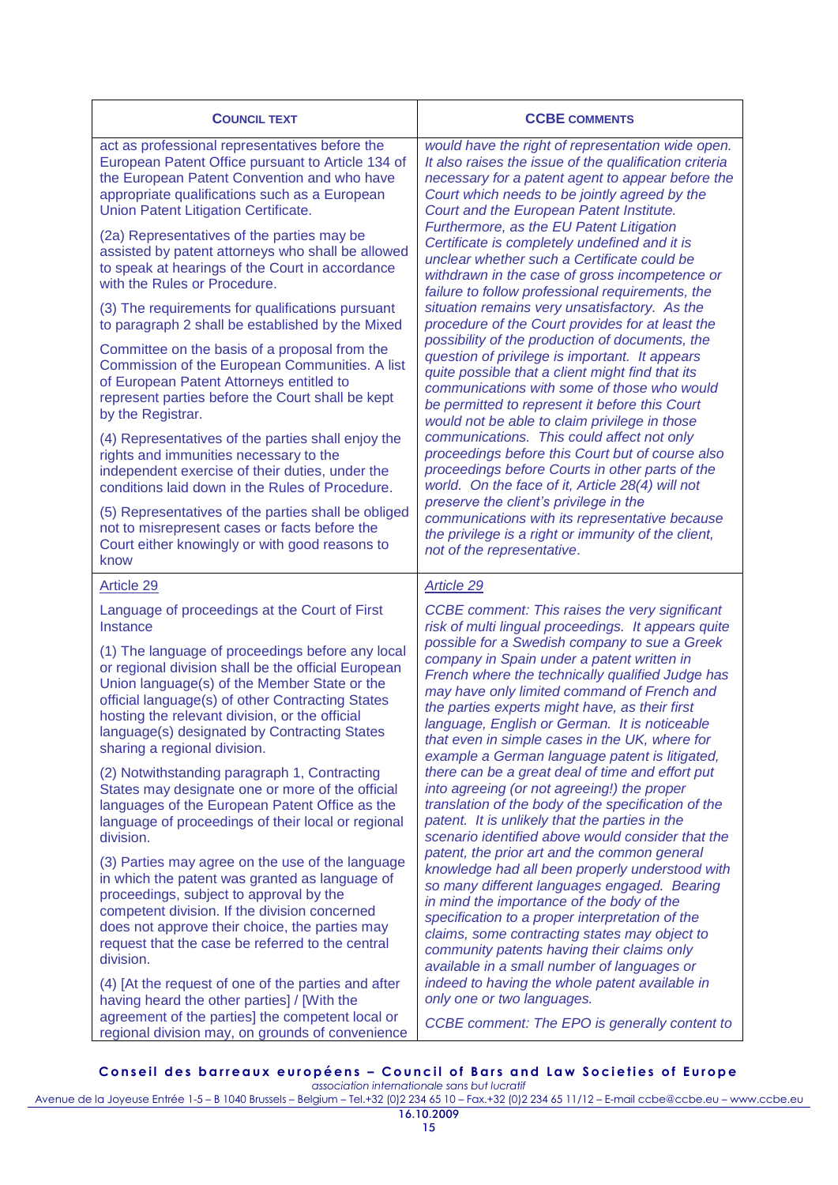| **COUNCIL TEXT** | **CCBE COMMENTS** |
|---|---|
| act as professional representatives before the European Patent Office pursuant to Article 134 of the European Patent Convention and who have appropriate qualifications such as a European Union Patent Litigation Certificate.<br><br>(2a) Representatives of the parties may be assisted by patent attorneys who shall be allowed to speak at hearings of the Court in accordance with the Rules or Procedure.<br><br>(3) The requirements for qualifications pursuant to paragraph 2 shall be established by the Mixed Committee on the basis of a proposal from the Commission of the European Communities. A list of European Patent Attorneys entitled to represent parties before the Court shall be kept by the Registrar.<br><br>(4) Representatives of the parties shall enjoy the rights and immunities necessary to the independent exercise of their duties, under the conditions laid down in the Rules of Procedure.<br><br>(5) Representatives of the parties shall be obliged not to misrepresent cases or facts before the Court either knowingly or with good reasons to know | *would have the right of representation wide open. It also raises the issue of the qualification criteria necessary for a patent agent to appear before the Court which needs to be jointly agreed by the Court and the European Patent Institute. Furthermore, as the EU Patent Litigation Certificate is completely undefined and it is unclear whether such a Certificate could be withdrawn in the case of gross incompetence or failure to follow professional requirements, the situation remains very unsatisfactory. As the procedure of the Court provides for at least the possibility of the production of documents, the question of privilege is important. It appears quite possible that a client might find that its communications with some of those who would be permitted to represent it before this Court would not be able to claim privilege in those communications. This could affect not only proceedings before this Court but of course also proceedings before Courts in other parts of the world. On the face of it, Article 28(4) will not preserve the client's privilege in the communications with its representative because the privilege is a right or immunity of the client, not of the representative.* |
| Article 29<br><br>Language of proceedings at the Court of First Instance<br><br>(1) The language of proceedings before any local or regional division shall be the official European Union language(s) of the Member State or the official language(s) of other Contracting States hosting the relevant division, or the official language(s) designated by Contracting States sharing a regional division.<br><br>(2) Notwithstanding paragraph 1, Contracting States may designate one or more of the official languages of the European Patent Office as the language of proceedings of their local or regional division.<br><br>(3) Parties may agree on the use of the language in which the patent was granted as language of proceedings, subject to approval by the competent division. If the division concerned does not approve their choice, the parties may request that the case be referred to the central division.<br><br>(4) [At the request of one of the parties and after having heard the other parties] / [With the agreement of the parties] the competent local or regional division may, on grounds of convenience | *Article 29*<br><br>*CCBE comment: This raises the very significant risk of multi lingual proceedings. It appears quite possible for a Swedish company to sue a Greek company in Spain under a patent written in French where the technically qualified Judge has may have only limited command of French and the parties experts might have, as their first language, English or German. It is noticeable that even in simple cases in the UK, where for example a German language patent is litigated, there can be a great deal of time and effort put into agreeing (or not agreeing!) the proper translation of the body of the specification of the patent. It is unlikely that the parties in the scenario identified above would consider that the patent, the prior art and the common general knowledge had all been properly understood with so many different languages engaged. Bearing in mind the importance of the body of the specification to a proper interpretation of the claims, some contracting states may object to community patents having their claims only available in a small number of languages or indeed to having the whole patent available in only one or two languages.*<br><br>*CCBE comment: The EPO is generally content to* |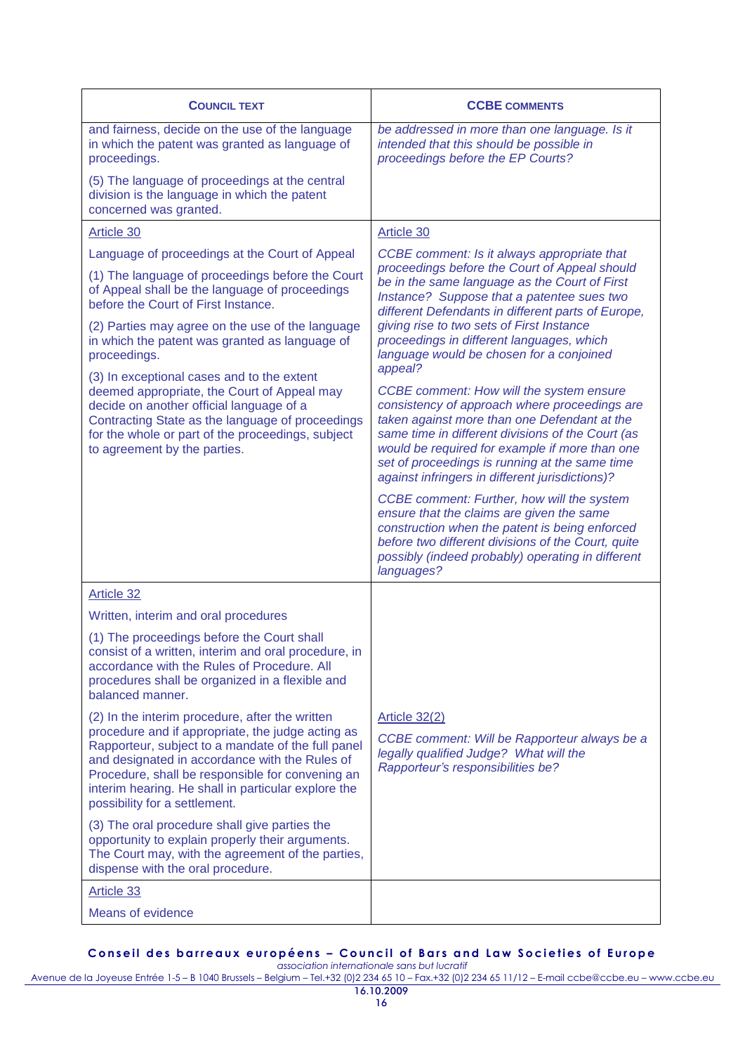| **COUNCIL TEXT** | **CCBE COMMENTS** |
|---|---|
| and fairness, decide on the use of the language in which the patent was granted as language of proceedings.<br><br>(5) The language of proceedings at the central division is the language in which the patent concerned was granted. | *be addressed in more than one language. Is it intended that this should be possible in proceedings before the EP Courts?* |
| Article 30<br><br>Language of proceedings at the Court of Appeal<br><br>(1) The language of proceedings before the Court of Appeal shall be the language of proceedings before the Court of First Instance.<br><br>(2) Parties may agree on the use of the language in which the patent was granted as language of proceedings.<br><br>(3) In exceptional cases and to the extent deemed appropriate, the Court of Appeal may decide on another official language of a Contracting State as the language of proceedings for the whole or part of the proceedings, subject to agreement by the parties. | Article 30<br><br>*CCBE comment: Is it always appropriate that proceedings before the Court of Appeal should be in the same language as the Court of First Instance? Suppose that a patentee sues two different Defendants in different parts of Europe, giving rise to two sets of First Instance proceedings in different languages, which language would be chosen for a conjoined appeal?*<br><br>*CCBE comment: How will the system ensure consistency of approach where proceedings are taken against more than one Defendant at the same time in different divisions of the Court (as would be required for example if more than one set of proceedings is running at the same time against infringers in different jurisdictions)?*<br><br>*CCBE comment: Further, how will the system ensure that the claims are given the same construction when the patent is being enforced before two different divisions of the Court, quite possibly (indeed probably) operating in different languages?* |
| Article 32<br><br>Written, interim and oral procedures<br><br>(1) The proceedings before the Court shall consist of a written, interim and oral procedure, in accordance with the Rules of Procedure. All procedures shall be organized in a flexible and balanced manner.<br><br>(2) In the interim procedure, after the written procedure and if appropriate, the judge acting as Rapporteur, subject to a mandate of the full panel and designated in accordance with the Rules of Procedure, shall be responsible for convening an interim hearing. He shall in particular explore the possibility for a settlement.<br><br>(3) The oral procedure shall give parties the opportunity to explain properly their arguments. The Court may, with the agreement of the parties, dispense with the oral procedure. | Article 32(2)<br><br>*CCBE comment: Will be Rapporteur always be a legally qualified Judge? What will the Rapporteur's responsibilities be?* |
| Article 33<br><br>Means of evidence | |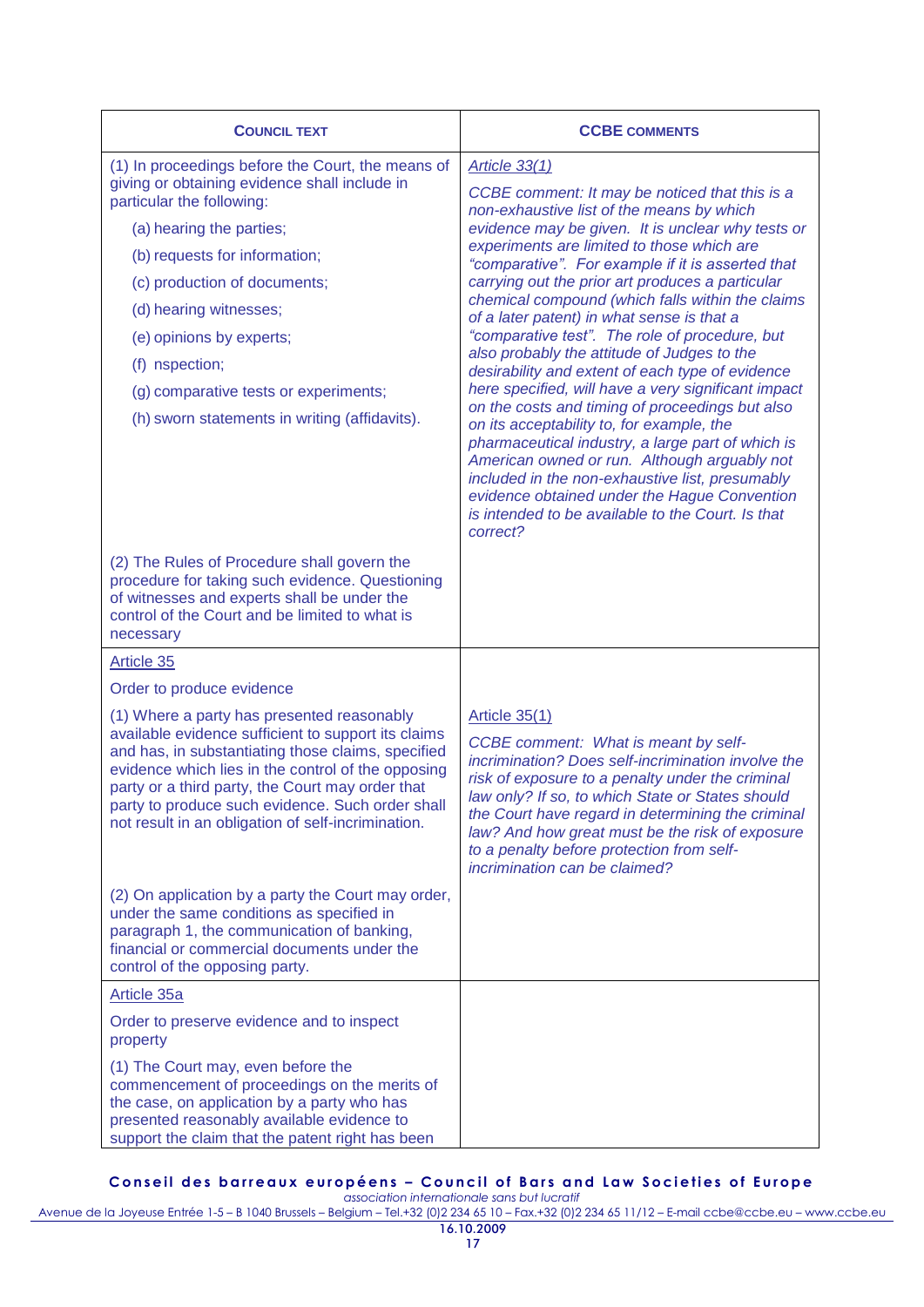| **COUNCIL TEXT** | **CCBE COMMENTS** |
|---|---|
| (1) In proceedings before the Court, the means of giving or obtaining evidence shall include in particular the following:<br>(a) hearing the parties;<br>(b) requests for information;<br>(c) production of documents;<br>(d) hearing witnesses;<br>(e) opinions by experts;<br>(f) nspection;<br>(g) comparative tests or experiments;<br>(h) sworn statements in writing (affidavits). | *Article 33(1)*<br>*CCBE comment: It may be noticed that this is a non-exhaustive list of the means by which evidence may be given. It is unclear why tests or experiments are limited to those which are "comparative". For example if it is asserted that carrying out the prior art produces a particular chemical compound (which falls within the claims of a later patent) in what sense is that a "comparative test". The role of procedure, but also probably the attitude of Judges to the desirability and extent of each type of evidence here specified, will have a very significant impact on the costs and timing of proceedings but also on its acceptability to, for example, the pharmaceutical industry, a large part of which is American owned or run. Although arguably not included in the non-exhaustive list, presumably evidence obtained under the Hague Convention is intended to be available to the Court. Is that correct?* |
| (2) The Rules of Procedure shall govern the procedure for taking such evidence. Questioning of witnesses and experts shall be under the control of the Court and be limited to what is necessary | |
| Article 35<br>Order to produce evidence<br>(1) Where a party has presented reasonably available evidence sufficient to support its claims and has, in substantiating those claims, specified evidence which lies in the control of the opposing party or a third party, the Court may order that party to produce such evidence. Such order shall not result in an obligation of self-incrimination. | *Article 35(1)*<br>*CCBE comment: What is meant by self-incrimination? Does self-incrimination involve the risk of exposure to a penalty under the criminal law only? If so, to which State or States should the Court have regard in determining the criminal law? And how great must be the risk of exposure to a penalty before protection from self-incrimination can be claimed?* |
| (2) On application by a party the Court may order, under the same conditions as specified in paragraph 1, the communication of banking, financial or commercial documents under the control of the opposing party. | |
| Article 35a<br>Order to preserve evidence and to inspect property<br>(1) The Court may, even before the commencement of proceedings on the merits of the case, on application by a party who has presented reasonably available evidence to support the claim that the patent right has been | |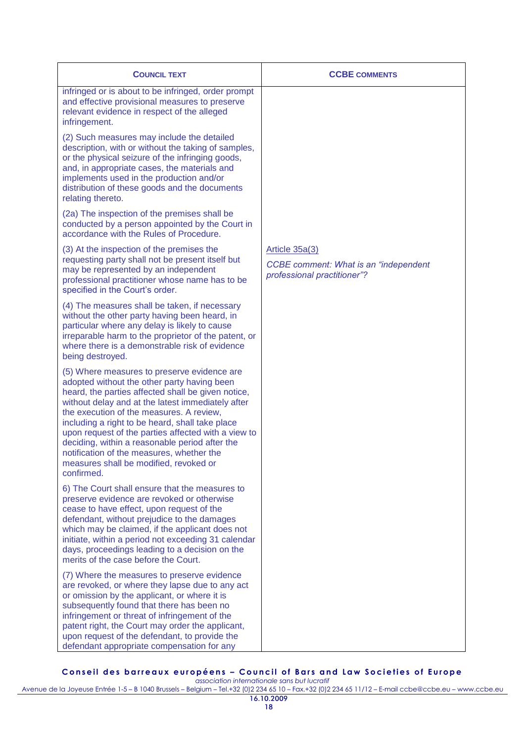| COUNCIL TEXT | CCBE COMMENTS |
|---|---|
| infringed or is about to be infringed, order prompt and effective provisional measures to preserve relevant evidence in respect of the alleged infringement.<br><br>(2) Such measures may include the detailed description, with or without the taking of samples, or the physical seizure of the infringing goods, and, in appropriate cases, the materials and implements used in the production and/or distribution of these goods and the documents relating thereto.<br><br>(2a) The inspection of the premises shall be conducted by a person appointed by the Court in accordance with the Rules of Procedure. | |
| (3) At the inspection of the premises the requesting party shall not be present itself but may be represented by an independent professional practitioner whose name has to be specified in the Court's order. | Article 35a(3)<br><br>*CCBE comment: What is an "independent professional practitioner"?* |
| (4) The measures shall be taken, if necessary without the other party having been heard, in particular where any delay is likely to cause irreparable harm to the proprietor of the patent, or where there is a demonstrable risk of evidence being destroyed.<br><br>(5) Where measures to preserve evidence are adopted without the other party having been heard, the parties affected shall be given notice, without delay and at the latest immediately after the execution of the measures. A review, including a right to be heard, shall take place upon request of the parties affected with a view to deciding, within a reasonable period after the notification of the measures, whether the measures shall be modified, revoked or confirmed.<br><br>6) The Court shall ensure that the measures to preserve evidence are revoked or otherwise cease to have effect, upon request of the defendant, without prejudice to the damages which may be claimed, if the applicant does not initiate, within a period not exceeding 31 calendar days, proceedings leading to a decision on the merits of the case before the Court.<br><br>(7) Where the measures to preserve evidence are revoked, or where they lapse due to any act or omission by the applicant, or where it is subsequently found that there has been no infringement or threat of infringement of the patent right, the Court may order the applicant, upon request of the defendant, to provide the defendant appropriate compensation for any | |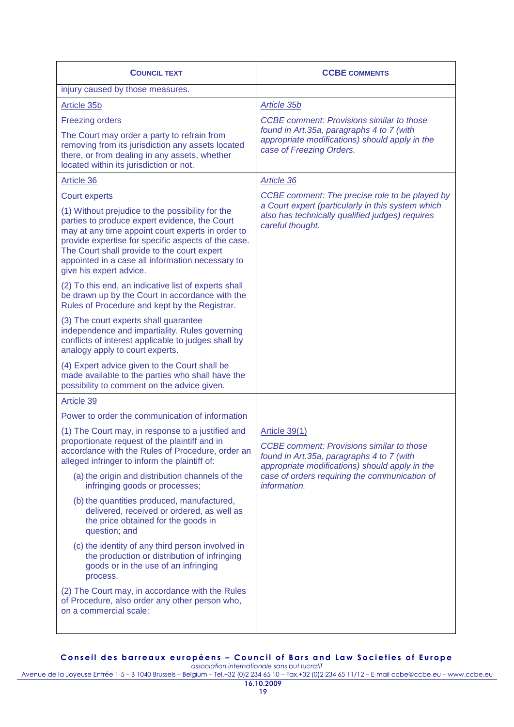| **COUNCIL TEXT** | **CCBE COMMENTS** |
|---|---|
| injury caused by those measures. | |
| Article 35b<br><br>Freezing orders<br><br>The Court may order a party to refrain from removing from its jurisdiction any assets located there, or from dealing in any assets, whether located within its jurisdiction or not. | *Article 35b*<br><br>*CCBE comment: Provisions similar to those found in Art.35a, paragraphs 4 to 7 (with appropriate modifications) should apply in the case of Freezing Orders.* |
| Article 36<br><br>Court experts<br><br>(1) Without prejudice to the possibility for the parties to produce expert evidence, the Court may at any time appoint court experts in order to provide expertise for specific aspects of the case. The Court shall provide to the court expert appointed in a case all information necessary to give his expert advice.<br><br>(2) To this end, an indicative list of experts shall be drawn up by the Court in accordance with the Rules of Procedure and kept by the Registrar.<br><br>(3) The court experts shall guarantee independence and impartiality. Rules governing conflicts of interest applicable to judges shall by analogy apply to court experts.<br><br>(4) Expert advice given to the Court shall be made available to the parties who shall have the possibility to comment on the advice given. | *Article 36*<br><br>*CCBE comment: The precise role to be played by a Court expert (particularly in this system which also has technically qualified judges) requires careful thought.* |
| Article 39<br><br>Power to order the communication of information<br><br>(1) The Court may, in response to a justified and proportionate request of the plaintiff and in accordance with the Rules of Procedure, order an alleged infringer to inform the plaintiff of:<br><br>(a) the origin and distribution channels of the infringing goods or processes;<br><br>(b) the quantities produced, manufactured, delivered, received or ordered, as well as the price obtained for the goods in question; and<br><br>(c) the identity of any third person involved in the production or distribution of infringing goods or in the use of an infringing process.<br><br>(2) The Court may, in accordance with the Rules of Procedure, also order any other person who, on a commercial scale: | Article 39(1)<br><br>*CCBE comment: Provisions similar to those found in Art.35a, paragraphs 4 to 7 (with appropriate modifications) should apply in the case of orders requiring the communication of information.* |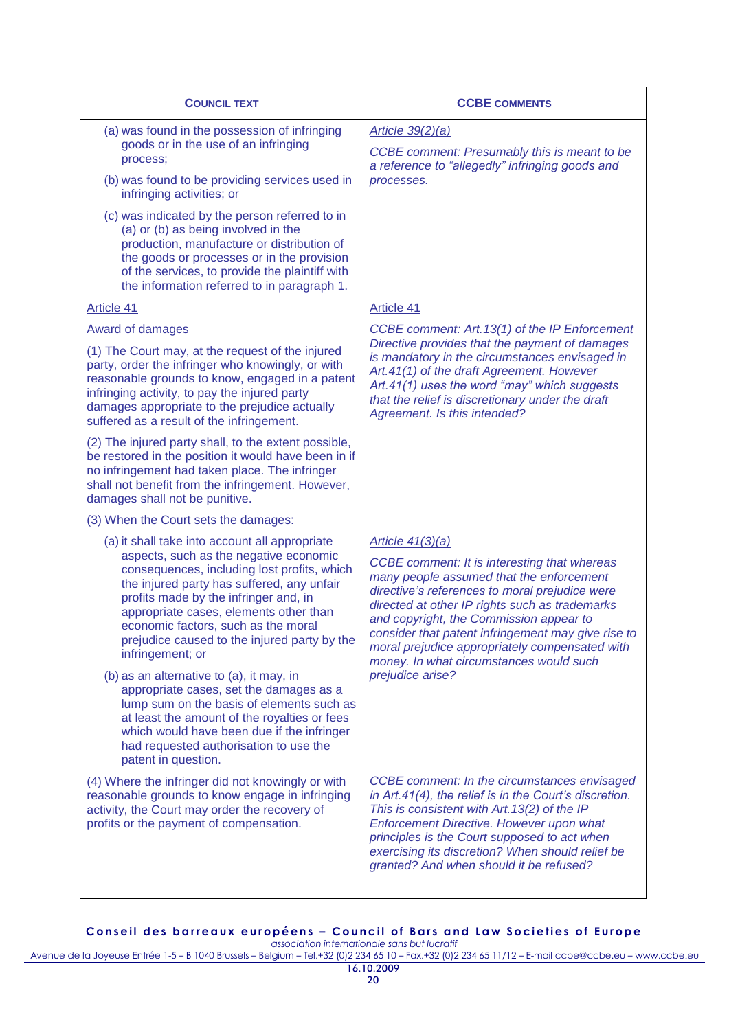| **COUNCIL TEXT** | **CCBE COMMENTS** |
| --- | --- |
| (a) was found in the possession of infringing goods or in the use of an infringing process;<br><br>(b) was found to be providing services used in infringing activities; or<br><br>(c) was indicated by the person referred to in (a) or (b) as being involved in the production, manufacture or distribution of the goods or processes or in the provision of the services, to provide the plaintiff with the information referred to in paragraph 1. | Article 39(2)(a)<br><br>*CCBE comment: Presumably this is meant to be a reference to "allegedly" infringing goods and processes.* |
| Article 41<br><br>Award of damages<br><br>(1) The Court may, at the request of the injured party, order the infringer who knowingly, or with reasonable grounds to know, engaged in a patent infringing activity, to pay the injured party damages appropriate to the prejudice actually suffered as a result of the infringement.<br><br>(2) The injured party shall, to the extent possible, be restored in the position it would have been in if no infringement had taken place. The infringer shall not benefit from the infringement. However, damages shall not be punitive.<br><br>(3) When the Court sets the damages: | Article 41<br><br>*CCBE comment: Art.13(1) of the IP Enforcement Directive provides that the payment of damages is mandatory in the circumstances envisaged in Art.41(1) of the draft Agreement. However Art.41(1) uses the word "may" which suggests that the relief is discretionary under the draft Agreement. Is this intended?* |
| (a) it shall take into account all appropriate aspects, such as the negative economic consequences, including lost profits, which the injured party has suffered, any unfair profits made by the infringer and, in appropriate cases, elements other than economic factors, such as the moral prejudice caused to the injured party by the infringement; or<br><br>(b) as an alternative to (a), it may, in appropriate cases, set the damages as a lump sum on the basis of elements such as at least the amount of the royalties or fees which would have been due if the infringer had requested authorisation to use the patent in question. | *Article 41(3)(a)*<br><br>*CCBE comment: It is interesting that whereas many people assumed that the enforcement directive's references to moral prejudice were directed at other IP rights such as trademarks and copyright, the Commission appear to consider that patent infringement may give rise to moral prejudice appropriately compensated with money. In what circumstances would such prejudice arise?* |
| (4) Where the infringer did not knowingly or with reasonable grounds to know engage in infringing activity, the Court may order the recovery of profits or the payment of compensation. | *CCBE comment: In the circumstances envisaged in Art.41(4), the relief is in the Court's discretion. This is consistent with Art.13(2) of the IP Enforcement Directive. However upon what principles is the Court supposed to act when exercising its discretion? When should relief be granted? And when should it be refused?* |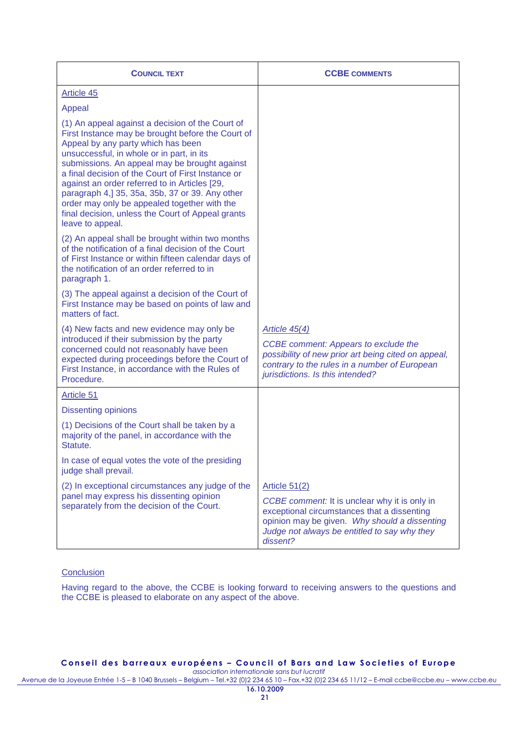| **COUNCIL TEXT** | **CCBE COMMENTS** |
|---|---|
| Article 45<br><br>Appeal<br><br>(1) An appeal against a decision of the Court of First Instance may be brought before the Court of Appeal by any party which has been unsuccessful, in whole or in part, in its submissions. An appeal may be brought against a final decision of the Court of First Instance or against an order referred to in Articles [29, paragraph 4,] 35, 35a, 35b, 37 or 39. Any other order may only be appealed together with the final decision, unless the Court of Appeal grants leave to appeal.<br><br>(2) An appeal shall be brought within two months of the notification of a final decision of the Court of First Instance or within fifteen calendar days of the notification of an order referred to in paragraph 1.<br><br>(3) The appeal against a decision of the Court of First Instance may be based on points of law and matters of fact. | |
| (4) New facts and new evidence may only be introduced if their submission by the party concerned could not reasonably have been expected during proceedings before the Court of First Instance, in accordance with the Rules of Procedure. | *Article 45(4)*<br><br>*CCBE comment: Appears to exclude the possibility of new prior art being cited on appeal, contrary to the rules in a number of European jurisdictions. Is this intended?* |
| Article 51<br><br>Dissenting opinions<br><br>(1) Decisions of the Court shall be taken by a majority of the panel, in accordance with the Statute.<br><br>In case of equal votes the vote of the presiding judge shall prevail. | |
| (2) In exceptional circumstances any judge of the panel may express his dissenting opinion separately from the decision of the Court. | Article 51(2)<br><br>*CCBE comment:* It is unclear why it is only in exceptional circumstances that a dissenting opinion may be given. *Why should a dissenting Judge not always be entitled to say why they dissent?* |

Conclusion

Having regard to the above, the CCBE is looking forward to receiving answers to the questions and the CCBE is pleased to elaborate on any aspect of the above.